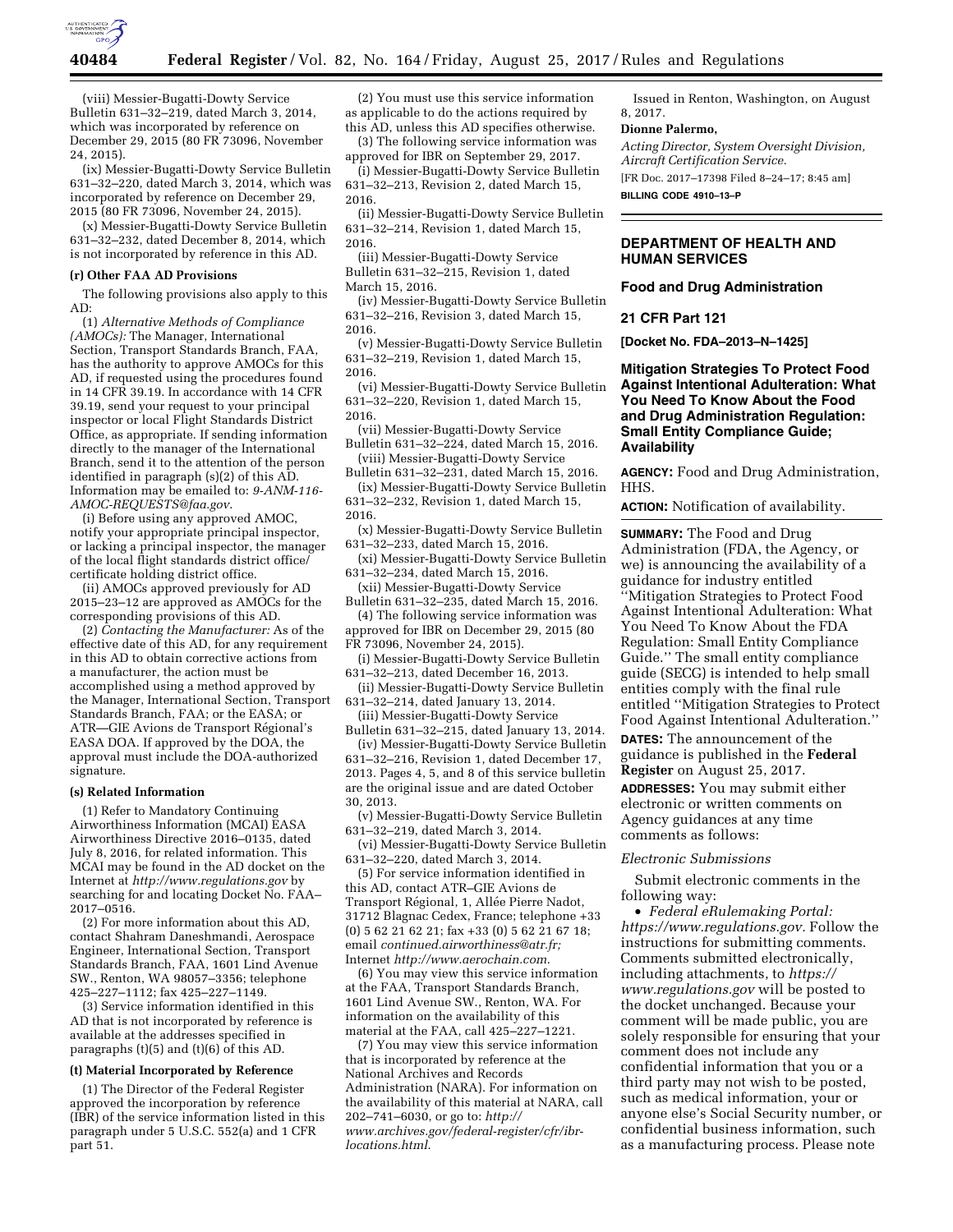(viii) Messier-Bugatti-Dowty Service Bulletin 631–32–219, dated March 3, 2014, which was incorporated by reference on December 29, 2015 (80 FR 73096, November 24, 2015).

(ix) Messier-Bugatti-Dowty Service Bulletin 631–32–220, dated March 3, 2014, which was incorporated by reference on December 29, 2015 (80 FR 73096, November 24, 2015).

(x) Messier-Bugatti-Dowty Service Bulletin 631–32–232, dated December 8, 2014, which is not incorporated by reference in this AD.

**(r) Other FAA AD Provisions**

The following provisions also apply to this AD:

(1) *Alternative Methods of Compliance (AMOCs):* The Manager, International Section, Transport Standards Branch, FAA, has the authority to approve AMOCs for this AD, if requested using the procedures found in 14 CFR 39.19. In accordance with 14 CFR 39.19, send your request to your principal inspector or local Flight Standards District Office, as appropriate. If sending information directly to the manager of the International Branch, send it to the attention of the person identified in paragraph (s)(2) of this AD. Information may be emailed to: *9-ANM-116-AMOC-REQUESTS@faa.gov*.

(i) Before using any approved AMOC, notify your appropriate principal inspector, or lacking a principal inspector, the manager of the local flight standards district office/certificate holding district office.

(ii) AMOCs approved previously for AD 2015–23–12 are approved as AMOCs for the corresponding provisions of this AD.

(2) *Contacting the Manufacturer:* As of the effective date of this AD, for any requirement in this AD to obtain corrective actions from a manufacturer, the action must be accomplished using a method approved by the Manager, International Section, Transport Standards Branch, FAA; or the EASA; or ATR—GIE Avions de Transport Régional's EASA DOA. If approved by the DOA, the approval must include the DOA-authorized signature.

**(s) Related Information**

(1) Refer to Mandatory Continuing Airworthiness Information (MCAI) EASA Airworthiness Directive 2016–0135, dated July 8, 2016, for related information. This MCAI may be found in the AD docket on the Internet at *http://www.regulations.gov* by searching for and locating Docket No. FAA–2017–0516.

(2) For more information about this AD, contact Shahram Daneshmandi, Aerospace Engineer, International Section, Transport Standards Branch, FAA, 1601 Lind Avenue SW., Renton, WA 98057–3356; telephone 425–227–1112; fax 425–227–1149.

(3) Service information identified in this AD that is not incorporated by reference is available at the addresses specified in paragraphs (t)(5) and (t)(6) of this AD.

**(t) Material Incorporated by Reference**

(1) The Director of the Federal Register approved the incorporation by reference (IBR) of the service information listed in this paragraph under 5 U.S.C. 552(a) and 1 CFR part 51.

(2) You must use this service information as applicable to do the actions required by this AD, unless this AD specifies otherwise.

(3) The following service information was approved for IBR on September 29, 2017.

(i) Messier-Bugatti-Dowty Service Bulletin 631–32–213, Revision 2, dated March 15, 2016.

(ii) Messier-Bugatti-Dowty Service Bulletin 631–32–214, Revision 1, dated March 15, 2016.

(iii) Messier-Bugatti-Dowty Service Bulletin 631–32–215, Revision 1, dated March 15, 2016.

(iv) Messier-Bugatti-Dowty Service Bulletin 631–32–216, Revision 3, dated March 15, 2016.

(v) Messier-Bugatti-Dowty Service Bulletin 631–32–219, Revision 1, dated March 15, 2016.

(vi) Messier-Bugatti-Dowty Service Bulletin 631–32–220, Revision 1, dated March 15, 2016.

(vii) Messier-Bugatti-Dowty Service Bulletin 631–32–224, dated March 15, 2016.

(viii) Messier-Bugatti-Dowty Service Bulletin 631–32–231, dated March 15, 2016.

(ix) Messier-Bugatti-Dowty Service Bulletin 631–32–232, Revision 1, dated March 15, 2016.

(x) Messier-Bugatti-Dowty Service Bulletin 631–32–233, dated March 15, 2016.

(xi) Messier-Bugatti-Dowty Service Bulletin 631–32–234, dated March 15, 2016.

(xii) Messier-Bugatti-Dowty Service Bulletin 631–32–235, dated March 15, 2016.

(4) The following service information was approved for IBR on December 29, 2015 (80 FR 73096, November 24, 2015).

(i) Messier-Bugatti-Dowty Service Bulletin 631–32–213, dated December 16, 2013.

(ii) Messier-Bugatti-Dowty Service Bulletin 631–32–214, dated January 13, 2014.

(iii) Messier-Bugatti-Dowty Service Bulletin 631–32–215, dated January 13, 2014.

(iv) Messier-Bugatti-Dowty Service Bulletin 631–32–216, Revision 1, dated December 17, 2013. Pages 4, 5, and 8 of this service bulletin are the original issue and are dated October 30, 2013.

(v) Messier-Bugatti-Dowty Service Bulletin 631–32–219, dated March 3, 2014.

(vi) Messier-Bugatti-Dowty Service Bulletin 631–32–220, dated March 3, 2014.

(5) For service information identified in this AD, contact ATR–GIE Avions de Transport Régional, 1, Allée Pierre Nadot, 31712 Blagnac Cedex, France; telephone +33 (0) 5 62 21 62 21; fax +33 (0) 5 62 21 67 18; email *continued.airworthiness@atr.fr;* Internet *http://www.aerochain.com*.

(6) You may view this service information at the FAA, Transport Standards Branch, 1601 Lind Avenue SW., Renton, WA. For information on the availability of this material at the FAA, call 425–227–1221.

(7) You may view this service information that is incorporated by reference at the National Archives and Records Administration (NARA). For information on the availability of this material at NARA, call 202–741–6030, or go to: *http://www.archives.gov/federal-register/cfr/ibr-locations.html*.

Issued in Renton, Washington, on August 8, 2017.

**Dionne Palermo,**

*Acting Director, System Oversight Division, Aircraft Certification Service.*

[FR Doc. 2017–17398 Filed 8–24–17; 8:45 am]

**BILLING CODE 4910–13–P**

## DEPARTMENT OF HEALTH AND HUMAN SERVICES

### Food and Drug Administration

### 21 CFR Part 121

**[Docket No. FDA–2013–N–1425]**

### Mitigation Strategies To Protect Food Against Intentional Adulteration: What You Need To Know About the Food and Drug Administration Regulation: Small Entity Compliance Guide; Availability

**AGENCY:** Food and Drug Administration, HHS.

**ACTION:** Notification of availability.

**SUMMARY:** The Food and Drug Administration (FDA, the Agency, or we) is announcing the availability of a guidance for industry entitled ''Mitigation Strategies to Protect Food Against Intentional Adulteration: What You Need To Know About the FDA Regulation: Small Entity Compliance Guide.'' The small entity compliance guide (SECG) is intended to help small entities comply with the final rule entitled ''Mitigation Strategies to Protect Food Against Intentional Adulteration.''

**DATES:** The announcement of the guidance is published in the **Federal Register** on August 25, 2017.

**ADDRESSES:** You may submit either electronic or written comments on Agency guidances at any time comments as follows:

*Electronic Submissions*

Submit electronic comments in the following way:

- *Federal eRulemaking Portal: https://www.regulations.gov*. Follow the instructions for submitting comments. Comments submitted electronically, including attachments, to *https://www.regulations.gov* will be posted to the docket unchanged. Because your comment will be made public, you are solely responsible for ensuring that your comment does not include any confidential information that you or a third party may not wish to be posted, such as medical information, your or anyone else's Social Security number, or confidential business information, such as a manufacturing process. Please note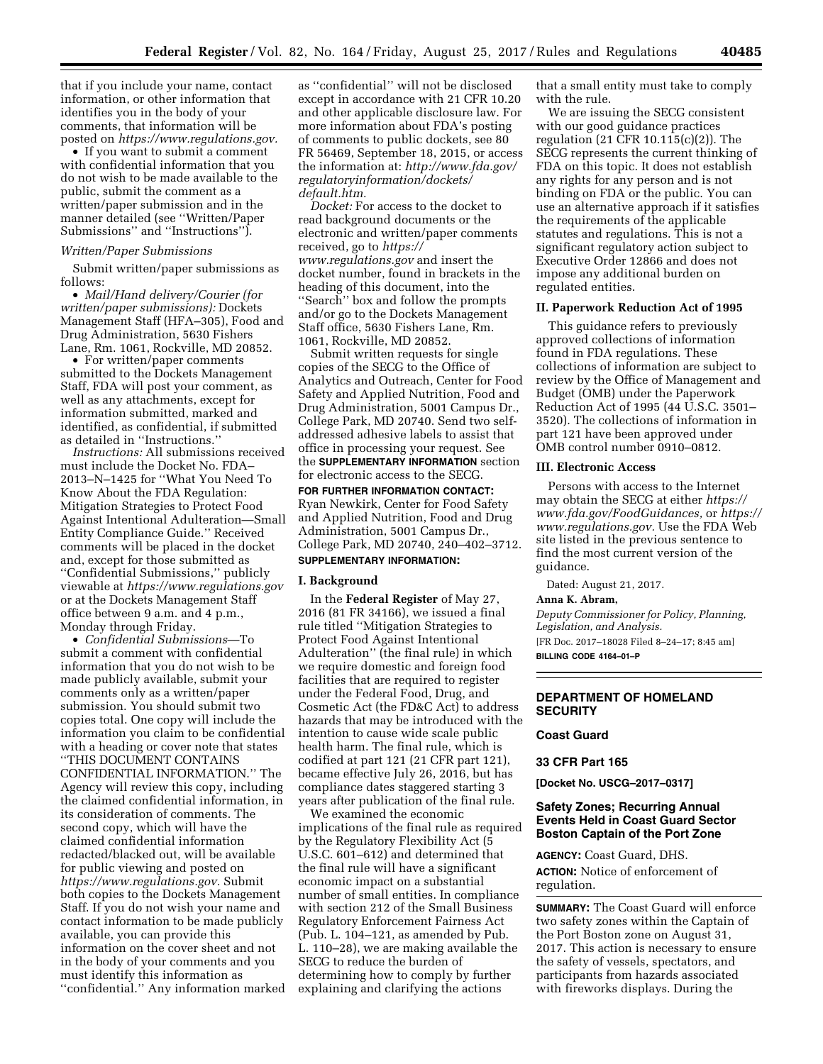that if you include your name, contact information, or other information that identifies you in the body of your comments, that information will be posted on *https://www.regulations.gov*.

- If you want to submit a comment with confidential information that you do not wish to be made available to the public, submit the comment as a written/paper submission and in the manner detailed (see "Written/Paper Submissions" and "Instructions").

*Written/Paper Submissions*

Submit written/paper submissions as follows:

- *Mail/Hand delivery/Courier (for written/paper submissions):* Dockets Management Staff (HFA–305), Food and Drug Administration, 5630 Fishers Lane, Rm. 1061, Rockville, MD 20852.
- For written/paper comments submitted to the Dockets Management Staff, FDA will post your comment, as well as any attachments, except for information submitted, marked and identified, as confidential, if submitted as detailed in "Instructions."

*Instructions:* All submissions received must include the Docket No. FDA–2013–N–1425 for "What You Need To Know About the FDA Regulation: Mitigation Strategies to Protect Food Against Intentional Adulteration—Small Entity Compliance Guide." Received comments will be placed in the docket and, except for those submitted as "Confidential Submissions," publicly viewable at *https://www.regulations.gov* or at the Dockets Management Staff office between 9 a.m. and 4 p.m., Monday through Friday.

- *Confidential Submissions*—To submit a comment with confidential information that you do not wish to be made publicly available, submit your comments only as a written/paper submission. You should submit two copies total. One copy will include the information you claim to be confidential with a heading or cover note that states "THIS DOCUMENT CONTAINS CONFIDENTIAL INFORMATION." The Agency will review this copy, including the claimed confidential information, in its consideration of comments. The second copy, which will have the claimed confidential information redacted/blacked out, will be available for public viewing and posted on *https://www.regulations.gov*. Submit both copies to the Dockets Management Staff. If you do not wish your name and contact information to be made publicly available, you can provide this information on the cover sheet and not in the body of your comments and you must identify this information as "confidential." Any information marked as "confidential" will not be disclosed except in accordance with 21 CFR 10.20 and other applicable disclosure law. For more information about FDA's posting of comments to public dockets, see 80 FR 56469, September 18, 2015, or access the information at: *http://www.fda.gov/regulatoryinformation/dockets/default.htm*.

*Docket:* For access to the docket to read background documents or the electronic and written/paper comments received, go to *https://www.regulations.gov* and insert the docket number, found in brackets in the heading of this document, into the "Search" box and follow the prompts and/or go to the Dockets Management Staff office, 5630 Fishers Lane, Rm. 1061, Rockville, MD 20852.

Submit written requests for single copies of the SECG to the Office of Analytics and Outreach, Center for Food Safety and Applied Nutrition, Food and Drug Administration, 5001 Campus Dr., College Park, MD 20740. Send two self-addressed adhesive labels to assist that office in processing your request. See the **SUPPLEMENTARY INFORMATION** section for electronic access to the SECG.

**FOR FURTHER INFORMATION CONTACT:** Ryan Newkirk, Center for Food Safety and Applied Nutrition, Food and Drug Administration, 5001 Campus Dr., College Park, MD 20740, 240–402–3712.

**SUPPLEMENTARY INFORMATION:**

## I. Background

In the **Federal Register** of May 27, 2016 (81 FR 34166), we issued a final rule titled "Mitigation Strategies to Protect Food Against Intentional Adulteration" (the final rule) in which we require domestic and foreign food facilities that are required to register under the Federal Food, Drug, and Cosmetic Act (the FD&C Act) to address hazards that may be introduced with the intention to cause wide scale public health harm. The final rule, which is codified at part 121 (21 CFR part 121), became effective July 26, 2016, but has compliance dates staggered starting 3 years after publication of the final rule.

We examined the economic implications of the final rule as required by the Regulatory Flexibility Act (5 U.S.C. 601–612) and determined that the final rule will have a significant economic impact on a substantial number of small entities. In compliance with section 212 of the Small Business Regulatory Enforcement Fairness Act (Pub. L. 104–121, as amended by Pub. L. 110–28), we are making available the SECG to reduce the burden of determining how to comply by further explaining and clarifying the actions that a small entity must take to comply with the rule.

We are issuing the SECG consistent with our good guidance practices regulation (21 CFR 10.115(c)(2)). The SECG represents the current thinking of FDA on this topic. It does not establish any rights for any person and is not binding on FDA or the public. You can use an alternative approach if it satisfies the requirements of the applicable statutes and regulations. This is not a significant regulatory action subject to Executive Order 12866 and does not impose any additional burden on regulated entities.

## II. Paperwork Reduction Act of 1995

This guidance refers to previously approved collections of information found in FDA regulations. These collections of information are subject to review by the Office of Management and Budget (OMB) under the Paperwork Reduction Act of 1995 (44 U.S.C. 3501–3520). The collections of information in part 121 have been approved under OMB control number 0910–0812.

## III. Electronic Access

Persons with access to the Internet may obtain the SECG at either *https://www.fda.gov/FoodGuidances*, or *https://www.regulations.gov*. Use the FDA Web site listed in the previous sentence to find the most current version of the guidance.

Dated: August 21, 2017.

**Anna K. Abram,**

*Deputy Commissioner for Policy, Planning, Legislation, and Analysis.*

[FR Doc. 2017–18028 Filed 8–24–17; 8:45 am]

**BILLING CODE 4164–01–P**

---

# DEPARTMENT OF HOMELAND SECURITY

## Coast Guard

## 33 CFR Part 165

**[Docket No. USCG–2017–0317]**

## Safety Zones; Recurring Annual Events Held in Coast Guard Sector Boston Captain of the Port Zone

**AGENCY:** Coast Guard, DHS.

**ACTION:** Notice of enforcement of regulation.

**SUMMARY:** The Coast Guard will enforce two safety zones within the Captain of the Port Boston zone on August 31, 2017. This action is necessary to ensure the safety of vessels, spectators, and participants from hazards associated with fireworks displays. During the